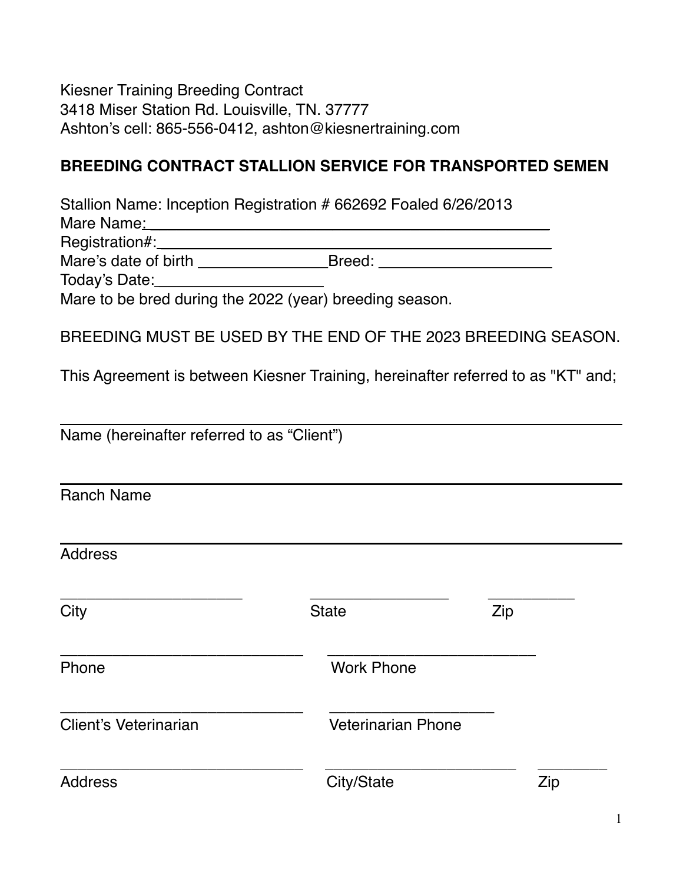Kiesner Training Breeding Contract
3418 Miser Station Rd. Louisville, TN. 37777
Ashton's cell: 865-556-0412, ashton@kiesnertraining.com

**BREEDING CONTRACT STALLION SERVICE FOR TRANSPORTED SEMEN**

Stallion Name: Inception Registration # 662692 Foaled 6/26/2013
Mare Name:_______________________________________________
Registration#:_____________________________________________
Mare's date of birth _______________Breed: ___________________
Today's Date:___________________
Mare to be bred during the 2022 (year) breeding season.

BREEDING MUST BE USED BY THE END OF THE 2023 BREEDING SEASON.

This Agreement is between Kiesner Training, hereinafter referred to as "KT" and;

_______________________________________________________________
Name (hereinafter referred to as "Client")

_______________________________________________________________
Ranch Name

_______________________________________________________________
Address

______________________ _________________ __________
City State Zip

_____________________________ _________________________
Phone Work Phone

_____________________________ ___________________
Client's Veterinarian Veterinarian Phone

_____________________________ _______________________ ________
Address City/State Zip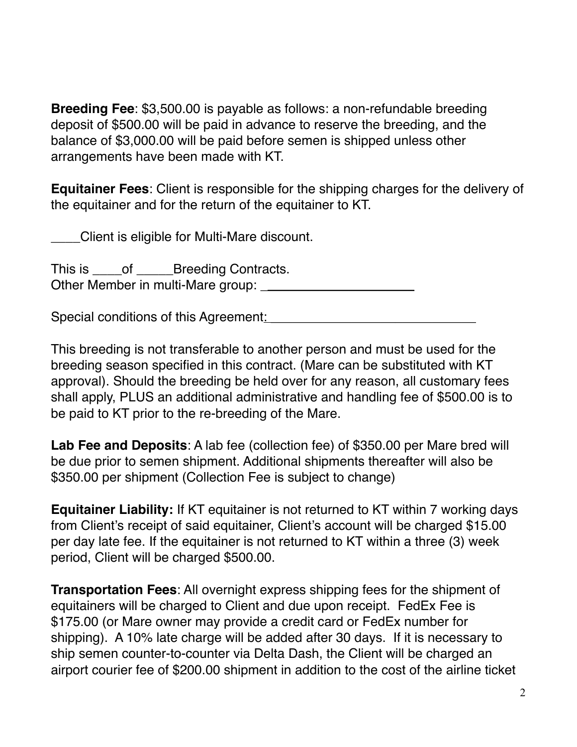**Breeding Fee**: $3,500.00 is payable as follows: a non-refundable breeding deposit of $500.00 will be paid in advance to reserve the breeding, and the balance of $3,000.00 will be paid before semen is shipped unless other arrangements have been made with KT.

**Equitainer Fees**: Client is responsible for the shipping charges for the delivery of the equitainer and for the return of the equitainer to KT.

____Client is eligible for Multi-Mare discount.

This is ____of _____Breeding Contracts.
Other Member in multi-Mare group: _____________________

Special conditions of this Agreement:_____________________________

This breeding is not transferable to another person and must be used for the breeding season specified in this contract. (Mare can be substituted with KT approval). Should the breeding be held over for any reason, all customary fees shall apply, PLUS an additional administrative and handling fee of $500.00 is to be paid to KT prior to the re-breeding of the Mare.

**Lab Fee and Deposits**: A lab fee (collection fee) of $350.00 per Mare bred will be due prior to semen shipment. Additional shipments thereafter will also be $350.00 per shipment (Collection Fee is subject to change)

**Equitainer Liability:** If KT equitainer is not returned to KT within 7 working days from Client's receipt of said equitainer, Client's account will be charged $15.00 per day late fee. If the equitainer is not returned to KT within a three (3) week period, Client will be charged $500.00.

**Transportation Fees**: All overnight express shipping fees for the shipment of equitainers will be charged to Client and due upon receipt. FedEx Fee is $175.00 (or Mare owner may provide a credit card or FedEx number for shipping). A 10% late charge will be added after 30 days. If it is necessary to ship semen counter-to-counter via Delta Dash, the Client will be charged an airport courier fee of $200.00 shipment in addition to the cost of the airline ticket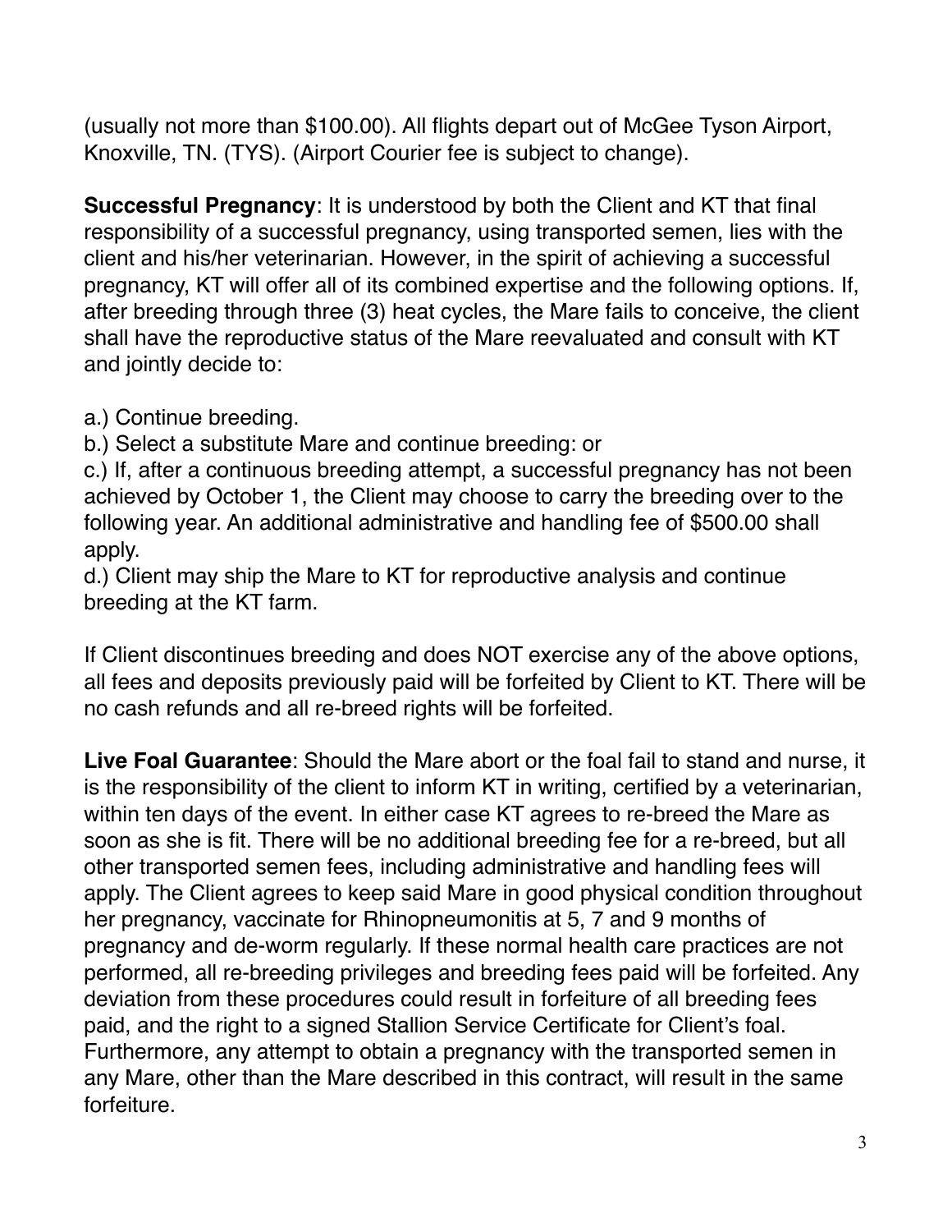(usually not more than $100.00). All flights depart out of McGee Tyson Airport, Knoxville, TN. (TYS). (Airport Courier fee is subject to change).

**Successful Pregnancy**: It is understood by both the Client and KT that final responsibility of a successful pregnancy, using transported semen, lies with the client and his/her veterinarian. However, in the spirit of achieving a successful pregnancy, KT will offer all of its combined expertise and the following options. If, after breeding through three (3) heat cycles, the Mare fails to conceive, the client shall have the reproductive status of the Mare reevaluated and consult with KT and jointly decide to:

a.) Continue breeding.
b.) Select a substitute Mare and continue breeding: or
c.) If, after a continuous breeding attempt, a successful pregnancy has not been achieved by October 1, the Client may choose to carry the breeding over to the following year. An additional administrative and handling fee of $500.00 shall apply.
d.) Client may ship the Mare to KT for reproductive analysis and continue breeding at the KT farm.

If Client discontinues breeding and does NOT exercise any of the above options, all fees and deposits previously paid will be forfeited by Client to KT. There will be no cash refunds and all re-breed rights will be forfeited.

**Live Foal Guarantee**: Should the Mare abort or the foal fail to stand and nurse, it is the responsibility of the client to inform KT in writing, certified by a veterinarian, within ten days of the event. In either case KT agrees to re-breed the Mare as soon as she is fit. There will be no additional breeding fee for a re-breed, but all other transported semen fees, including administrative and handling fees will apply. The Client agrees to keep said Mare in good physical condition throughout her pregnancy, vaccinate for Rhinopneumonitis at 5, 7 and 9 months of pregnancy and de-worm regularly. If these normal health care practices are not performed, all re-breeding privileges and breeding fees paid will be forfeited. Any deviation from these procedures could result in forfeiture of all breeding fees paid, and the right to a signed Stallion Service Certificate for Client's foal. Furthermore, any attempt to obtain a pregnancy with the transported semen in any Mare, other than the Mare described in this contract, will result in the same forfeiture.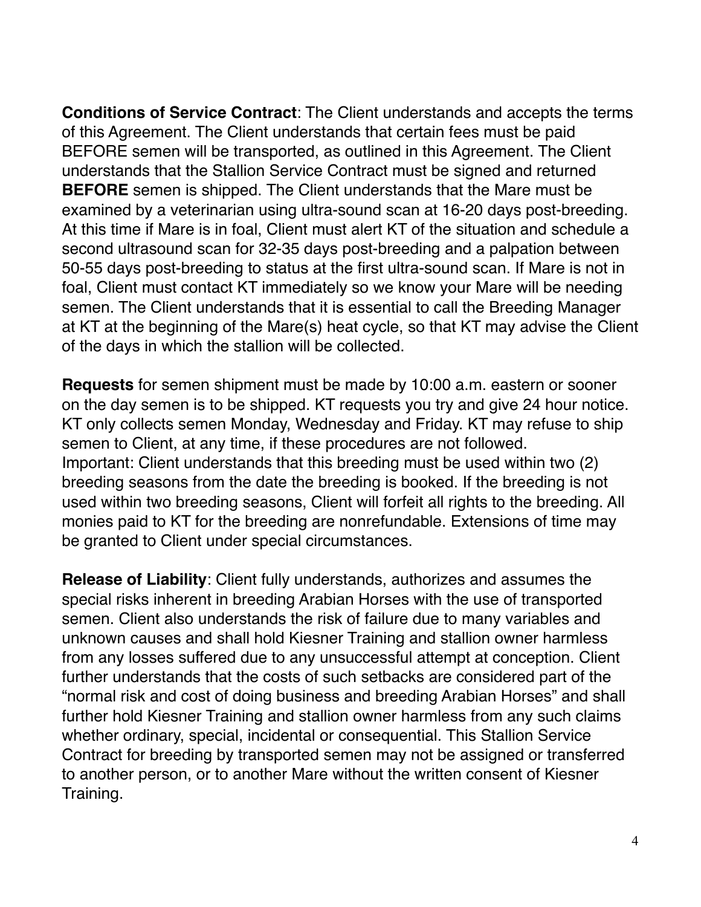**Conditions of Service Contract**: The Client understands and accepts the terms of this Agreement. The Client understands that certain fees must be paid BEFORE semen will be transported, as outlined in this Agreement. The Client understands that the Stallion Service Contract must be signed and returned **BEFORE** semen is shipped. The Client understands that the Mare must be examined by a veterinarian using ultra-sound scan at 16-20 days post-breeding. At this time if Mare is in foal, Client must alert KT of the situation and schedule a second ultrasound scan for 32-35 days post-breeding and a palpation between 50-55 days post-breeding to status at the first ultra-sound scan. If Mare is not in foal, Client must contact KT immediately so we know your Mare will be needing semen. The Client understands that it is essential to call the Breeding Manager at KT at the beginning of the Mare(s) heat cycle, so that KT may advise the Client of the days in which the stallion will be collected.

**Requests** for semen shipment must be made by 10:00 a.m. eastern or sooner on the day semen is to be shipped. KT requests you try and give 24 hour notice. KT only collects semen Monday, Wednesday and Friday. KT may refuse to ship semen to Client, at any time, if these procedures are not followed.
Important: Client understands that this breeding must be used within two (2) breeding seasons from the date the breeding is booked. If the breeding is not used within two breeding seasons, Client will forfeit all rights to the breeding. All monies paid to KT for the breeding are nonrefundable. Extensions of time may be granted to Client under special circumstances.

**Release of Liability**: Client fully understands, authorizes and assumes the special risks inherent in breeding Arabian Horses with the use of transported semen. Client also understands the risk of failure due to many variables and unknown causes and shall hold Kiesner Training and stallion owner harmless from any losses suffered due to any unsuccessful attempt at conception. Client further understands that the costs of such setbacks are considered part of the "normal risk and cost of doing business and breeding Arabian Horses" and shall further hold Kiesner Training and stallion owner harmless from any such claims whether ordinary, special, incidental or consequential. This Stallion Service Contract for breeding by transported semen may not be assigned or transferred to another person, or to another Mare without the written consent of Kiesner Training.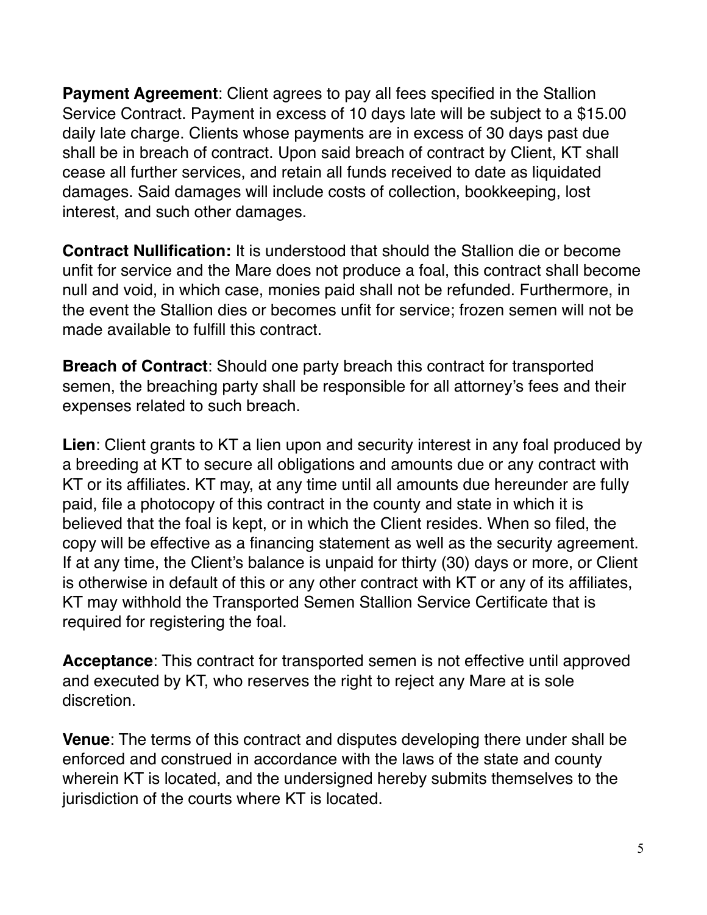**Payment Agreement**: Client agrees to pay all fees specified in the Stallion Service Contract. Payment in excess of 10 days late will be subject to a $15.00 daily late charge. Clients whose payments are in excess of 30 days past due shall be in breach of contract. Upon said breach of contract by Client, KT shall cease all further services, and retain all funds received to date as liquidated damages. Said damages will include costs of collection, bookkeeping, lost interest, and such other damages.

**Contract Nullification:** It is understood that should the Stallion die or become unfit for service and the Mare does not produce a foal, this contract shall become null and void, in which case, monies paid shall not be refunded. Furthermore, in the event the Stallion dies or becomes unfit for service; frozen semen will not be made available to fulfill this contract.

**Breach of Contract**: Should one party breach this contract for transported semen, the breaching party shall be responsible for all attorney's fees and their expenses related to such breach.

**Lien**: Client grants to KT a lien upon and security interest in any foal produced by a breeding at KT to secure all obligations and amounts due or any contract with KT or its affiliates. KT may, at any time until all amounts due hereunder are fully paid, file a photocopy of this contract in the county and state in which it is believed that the foal is kept, or in which the Client resides. When so filed, the copy will be effective as a financing statement as well as the security agreement. If at any time, the Client's balance is unpaid for thirty (30) days or more, or Client is otherwise in default of this or any other contract with KT or any of its affiliates, KT may withhold the Transported Semen Stallion Service Certificate that is required for registering the foal.

**Acceptance**: This contract for transported semen is not effective until approved and executed by KT, who reserves the right to reject any Mare at is sole discretion.

**Venue**: The terms of this contract and disputes developing there under shall be enforced and construed in accordance with the laws of the state and county wherein KT is located, and the undersigned hereby submits themselves to the jurisdiction of the courts where KT is located.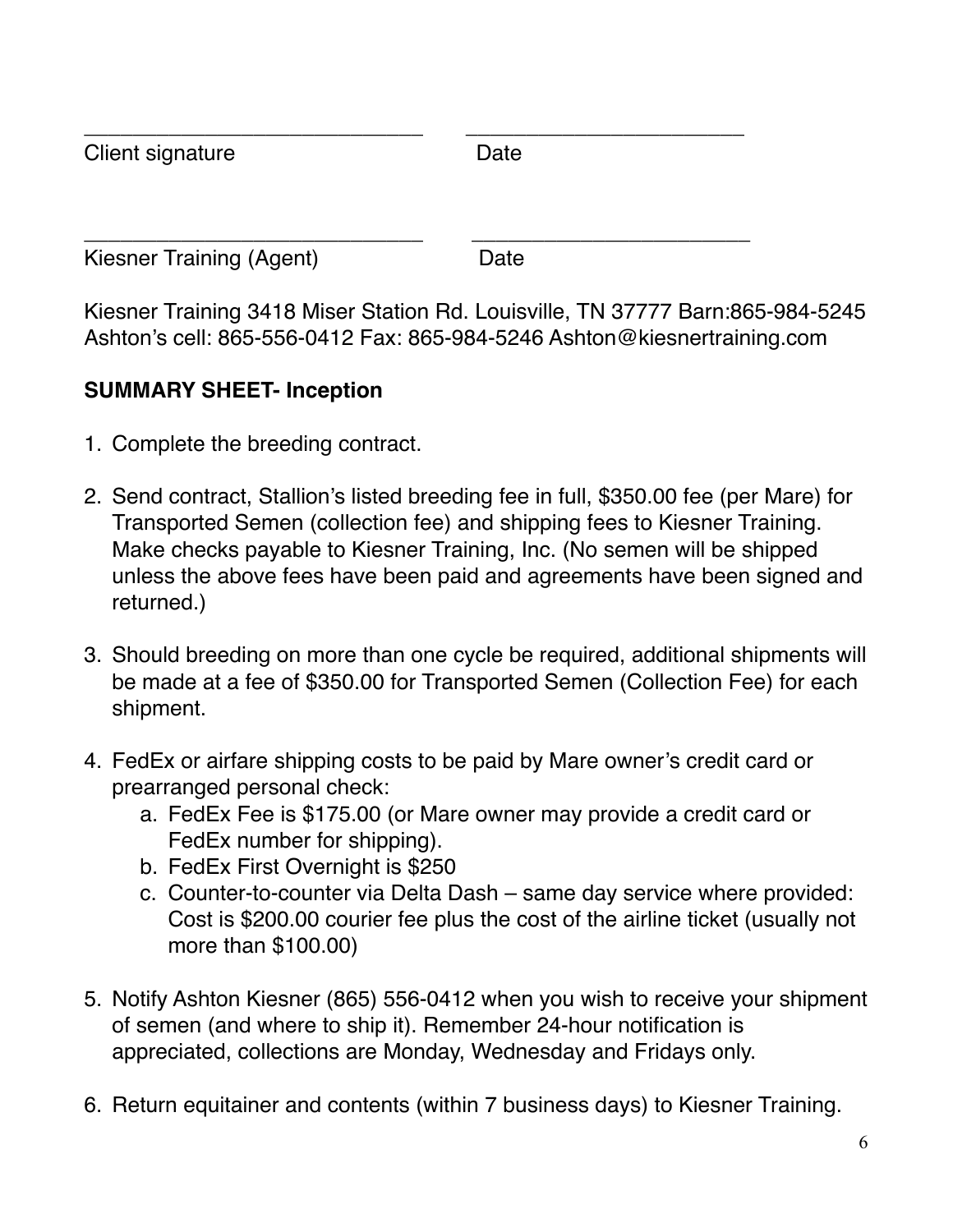______________________________ ________________________

Client signature Date

______________________________ ________________________

Kiesner Training (Agent) Date

Kiesner Training 3418 Miser Station Rd. Louisville, TN 37777 Barn:865-984-5245 Ashton's cell: 865-556-0412 Fax: 865-984-5246 Ashton@kiesnertraining.com

**SUMMARY SHEET- Inception**

1. Complete the breeding contract.

2. Send contract, Stallion's listed breeding fee in full, $350.00 fee (per Mare) for Transported Semen (collection fee) and shipping fees to Kiesner Training. Make checks payable to Kiesner Training, Inc. (No semen will be shipped unless the above fees have been paid and agreements have been signed and returned.)

3. Should breeding on more than one cycle be required, additional shipments will be made at a fee of $350.00 for Transported Semen (Collection Fee) for each shipment.

4. FedEx or airfare shipping costs to be paid by Mare owner's credit card or prearranged personal check:
   a. FedEx Fee is $175.00 (or Mare owner may provide a credit card or FedEx number for shipping).
   b. FedEx First Overnight is $250
   c. Counter-to-counter via Delta Dash – same day service where provided: Cost is $200.00 courier fee plus the cost of the airline ticket (usually not more than $100.00)

5. Notify Ashton Kiesner (865) 556-0412 when you wish to receive your shipment of semen (and where to ship it). Remember 24-hour notification is appreciated, collections are Monday, Wednesday and Fridays only.

6. Return equitainer and contents (within 7 business days) to Kiesner Training.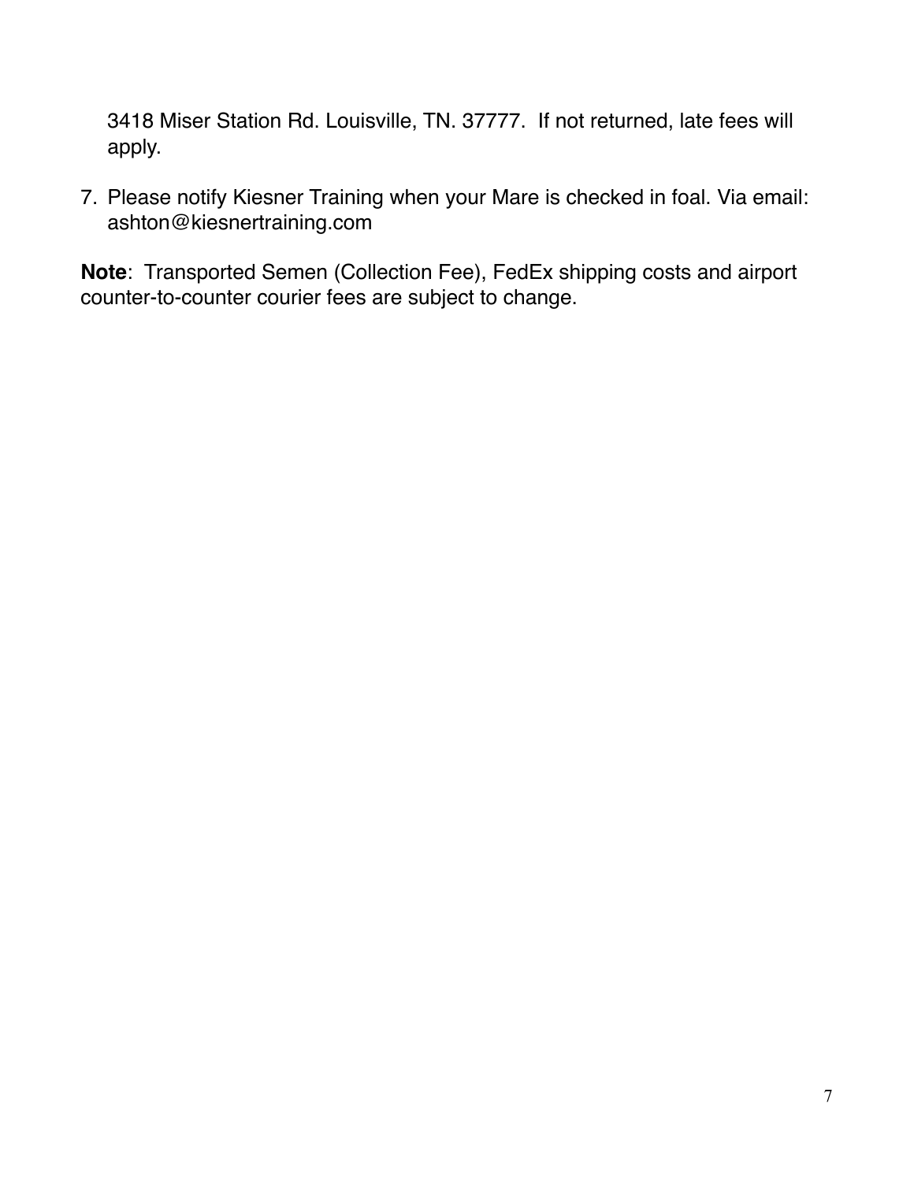3418 Miser Station Rd. Louisville, TN. 37777. If not returned, late fees will apply.

7. Please notify Kiesner Training when your Mare is checked in foal. Via email: ashton@kiesnertraining.com

**Note**: Transported Semen (Collection Fee), FedEx shipping costs and airport counter-to-counter courier fees are subject to change.